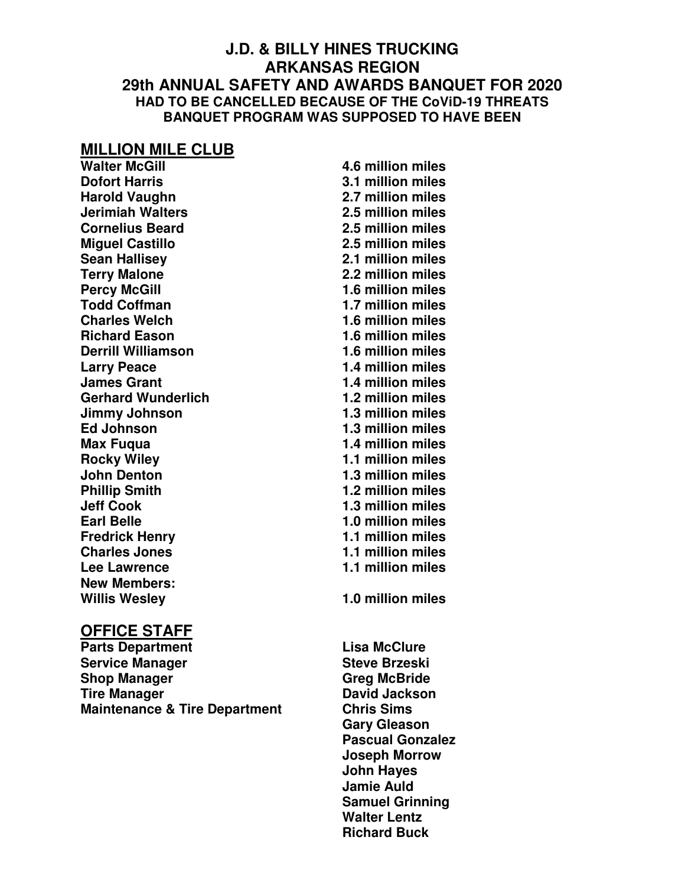# J.D. & BILLY HINES TRUCKING
# ARKANSAS REGION
# 29th ANNUAL SAFETY AND AWARDS BANQUET FOR 2020

**HAD TO BE CANCELLED BECAUSE OF THE CoViD-19 THREATS**
**BANQUET PROGRAM WAS SUPPOSED TO HAVE BEEN**

## MILLION MILE CLUB

| | |
|---|---|
| **Walter McGill** | **4.6 million miles** |
| **Dofort Harris** | **3.1 million miles** |
| **Harold Vaughn** | **2.7 million miles** |
| **Jerimiah Walters** | **2.5 million miles** |
| **Cornelius Beard** | **2.5 million miles** |
| **Miguel Castillo** | **2.5 million miles** |
| **Sean Hallisey** | **2.1 million miles** |
| **Terry Malone** | **2.2 million miles** |
| **Percy McGill** | **1.6 million miles** |
| **Todd Coffman** | **1.7 million miles** |
| **Charles Welch** | **1.6 million miles** |
| **Richard Eason** | **1.6 million miles** |
| **Derrill Williamson** | **1.6 million miles** |
| **Larry Peace** | **1.4 million miles** |
| **James Grant** | **1.4 million miles** |
| **Gerhard Wunderlich** | **1.2 million miles** |
| **Jimmy Johnson** | **1.3 million miles** |
| **Ed Johnson** | **1.3 million miles** |
| **Max Fuqua** | **1.4 million miles** |
| **Rocky Wiley** | **1.1 million miles** |
| **John Denton** | **1.3 million miles** |
| **Phillip Smith** | **1.2 million miles** |
| **Jeff Cook** | **1.3 million miles** |
| **Earl Belle** | **1.0 million miles** |
| **Fredrick Henry** | **1.1 million miles** |
| **Charles Jones** | **1.1 million miles** |
| **Lee Lawrence** | **1.1 million miles** |
| **New Members:** | |
| **Willis Wesley** | **1.0 million miles** |

## OFFICE STAFF

| | |
|---|---|
| **Parts Department** | **Lisa McClure** |
| **Service Manager** | **Steve Brzeski** |
| **Shop Manager** | **Greg McBride** |
| **Tire Manager** | **David Jackson** |
| **Maintenance & Tire Department** | **Chris Sims** |
| | **Gary Gleason** |
| | **Pascual Gonzalez** |
| | **Joseph Morrow** |
| | **John Hayes** |
| | **Jamie Auld** |
| | **Samuel Grinning** |
| | **Walter Lentz** |
| | **Richard Buck** |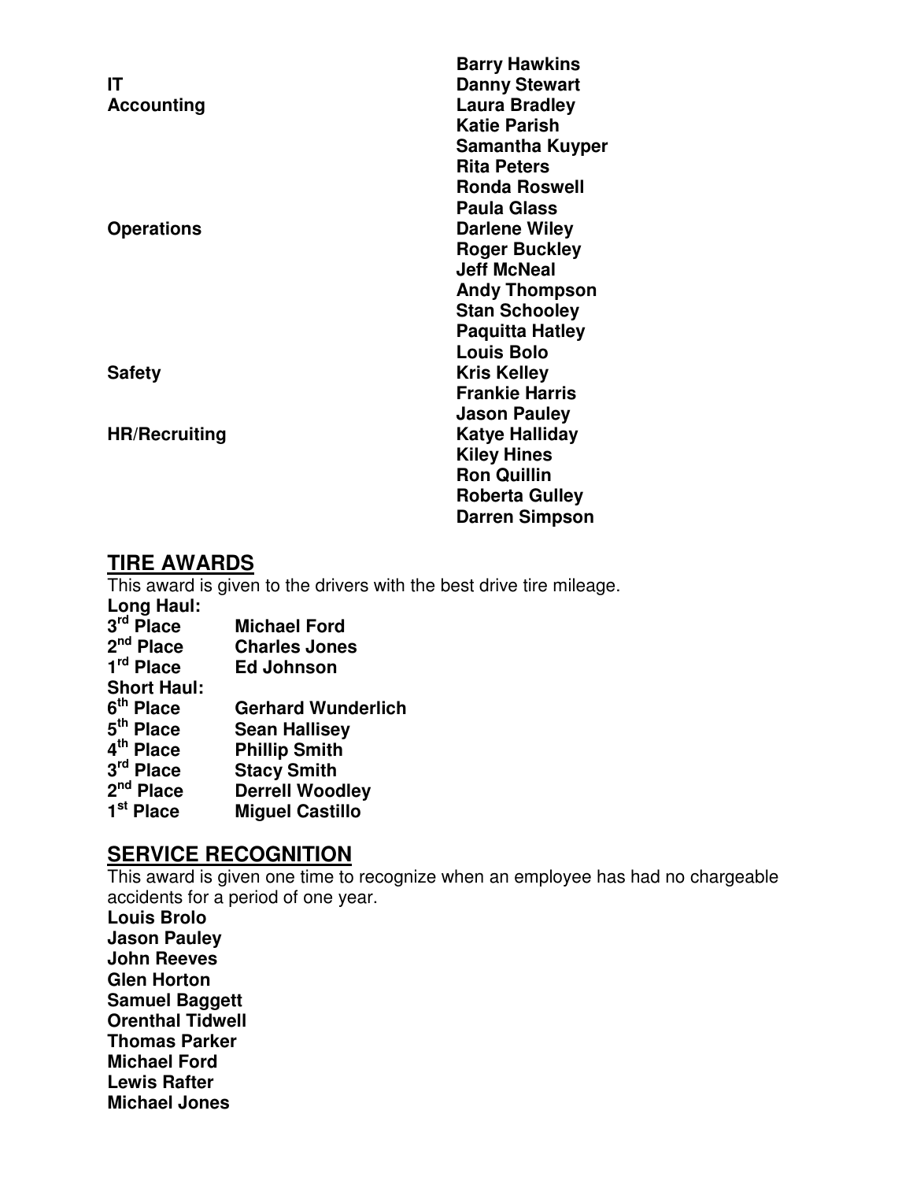| | |
|---|---|
| | **Barry Hawkins** |
| **IT** | **Danny Stewart** |
| **Accounting** | **Laura Bradley** |
| | **Katie Parish** |
| | **Samantha Kuyper** |
| | **Rita Peters** |
| | **Ronda Roswell** |
| | **Paula Glass** |
| **Operations** | **Darlene Wiley** |
| | **Roger Buckley** |
| | **Jeff McNeal** |
| | **Andy Thompson** |
| | **Stan Schooley** |
| | **Paquitta Hatley** |
| | **Louis Bolo** |
| **Safety** | **Kris Kelley** |
| | **Frankie Harris** |
| | **Jason Pauley** |
| **HR/Recruiting** | **Katye Halliday** |
| | **Kiley Hines** |
| | **Ron Quillin** |
| | **Roberta Gulley** |
| | **Darren Simpson** |

## TIRE AWARDS

This award is given to the drivers with the best drive tire mileage.

**Long Haul:**

| | |
|---|---|
| **3rd Place** | **Michael Ford** |
| **2nd Place** | **Charles Jones** |
| **1rd Place** | **Ed Johnson** |

**Short Haul:**

| | |
|---|---|
| **6th Place** | **Gerhard Wunderlich** |
| **5th Place** | **Sean Hallisey** |
| **4th Place** | **Phillip Smith** |
| **3rd Place** | **Stacy Smith** |
| **2nd Place** | **Derrell Woodley** |
| **1st Place** | **Miguel Castillo** |

## SERVICE RECOGNITION

This award is given one time to recognize when an employee has had no chargeable accidents for a period of one year.

**Louis Brolo**
**Jason Pauley**
**John Reeves**
**Glen Horton**
**Samuel Baggett**
**Orenthal Tidwell**
**Thomas Parker**
**Michael Ford**
**Lewis Rafter**
**Michael Jones**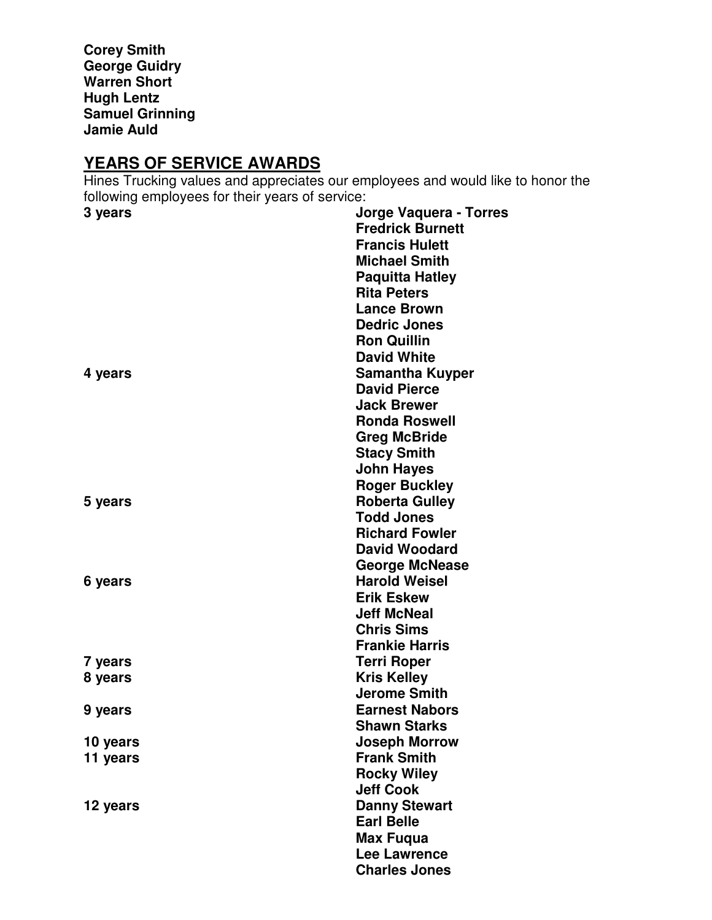**Corey Smith**
**George Guidry**
**Warren Short**
**Hugh Lentz**
**Samuel Grinning**
**Jamie Auld**

## YEARS OF SERVICE AWARDS

Hines Trucking values and appreciates our employees and would like to honor the following employees for their years of service:

| | |
|---|---|
| **3 years** | **Jorge Vaquera - Torres** |
| | **Fredrick Burnett** |
| | **Francis Hulett** |
| | **Michael Smith** |
| | **Paquitta Hatley** |
| | **Rita Peters** |
| | **Lance Brown** |
| | **Dedric Jones** |
| | **Ron Quillin** |
| | **David White** |
| **4 years** | **Samantha Kuyper** |
| | **David Pierce** |
| | **Jack Brewer** |
| | **Ronda Roswell** |
| | **Greg McBride** |
| | **Stacy Smith** |
| | **John Hayes** |
| | **Roger Buckley** |
| **5 years** | **Roberta Gulley** |
| | **Todd Jones** |
| | **Richard Fowler** |
| | **David Woodard** |
| | **George McNease** |
| **6 years** | **Harold Weisel** |
| | **Erik Eskew** |
| | **Jeff McNeal** |
| | **Chris Sims** |
| | **Frankie Harris** |
| **7 years** | **Terri Roper** |
| **8 years** | **Kris Kelley** |
| | **Jerome Smith** |
| **9 years** | **Earnest Nabors** |
| | **Shawn Starks** |
| **10 years** | **Joseph Morrow** |
| **11 years** | **Frank Smith** |
| | **Rocky Wiley** |
| | **Jeff Cook** |
| **12 years** | **Danny Stewart** |
| | **Earl Belle** |
| | **Max Fuqua** |
| | **Lee Lawrence** |
| | **Charles Jones** |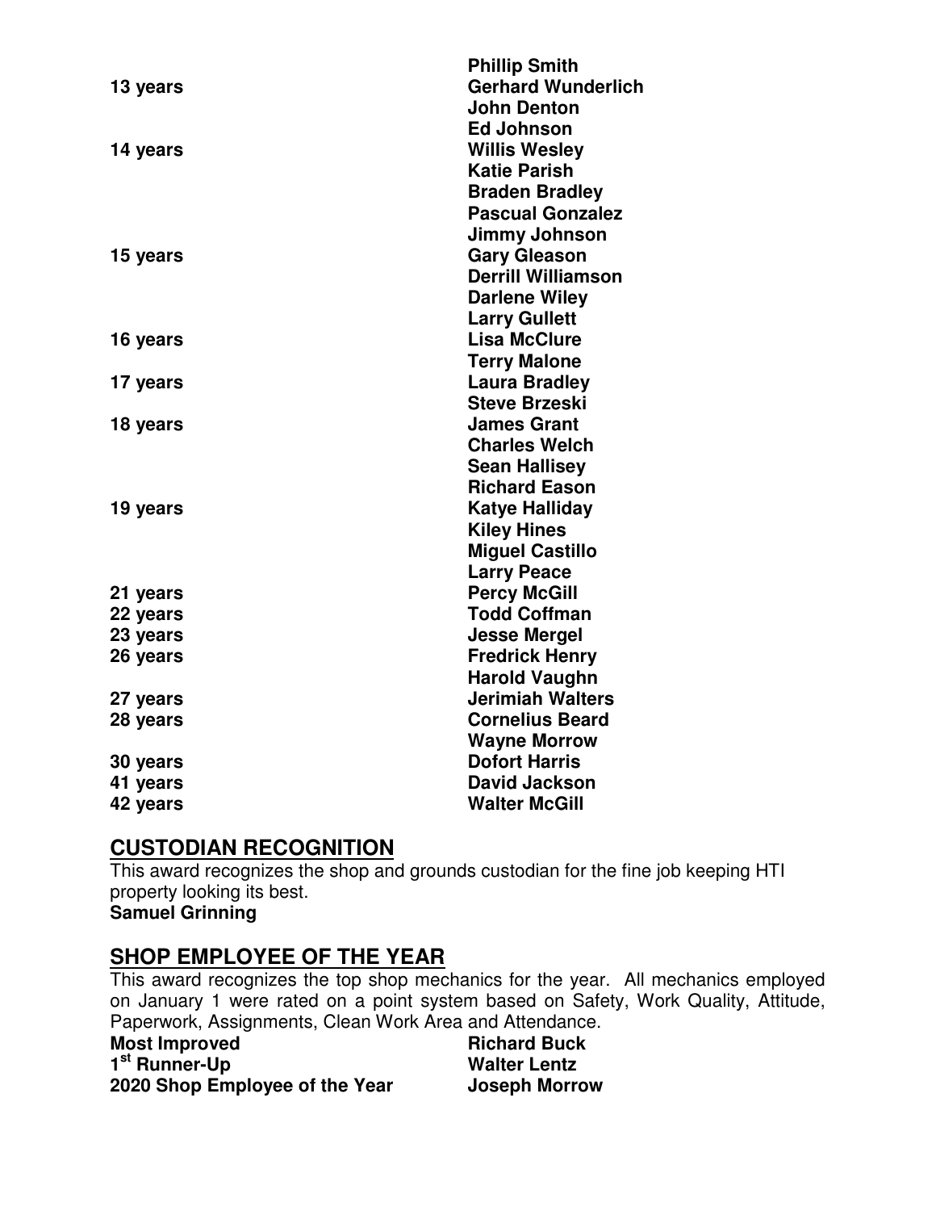| | |
|---|---|
| | **Phillip Smith** |
| **13 years** | **Gerhard Wunderlich** |
| | **John Denton** |
| | **Ed Johnson** |
| **14 years** | **Willis Wesley** |
| | **Katie Parish** |
| | **Braden Bradley** |
| | **Pascual Gonzalez** |
| | **Jimmy Johnson** |
| **15 years** | **Gary Gleason** |
| | **Derrill Williamson** |
| | **Darlene Wiley** |
| | **Larry Gullett** |
| **16 years** | **Lisa McClure** |
| | **Terry Malone** |
| **17 years** | **Laura Bradley** |
| | **Steve Brzeski** |
| **18 years** | **James Grant** |
| | **Charles Welch** |
| | **Sean Hallisey** |
| | **Richard Eason** |
| **19 years** | **Katye Halliday** |
| | **Kiley Hines** |
| | **Miguel Castillo** |
| | **Larry Peace** |
| **21 years** | **Percy McGill** |
| **22 years** | **Todd Coffman** |
| **23 years** | **Jesse Mergel** |
| **26 years** | **Fredrick Henry** |
| | **Harold Vaughn** |
| **27 years** | **Jerimiah Walters** |
| **28 years** | **Cornelius Beard** |
| | **Wayne Morrow** |
| **30 years** | **Dofort Harris** |
| **41 years** | **David Jackson** |
| **42 years** | **Walter McGill** |

## CUSTODIAN RECOGNITION

This award recognizes the shop and grounds custodian for the fine job keeping HTI property looking its best.

**Samuel Grinning**

## SHOP EMPLOYEE OF THE YEAR

This award recognizes the top shop mechanics for the year. All mechanics employed on January 1 were rated on a point system based on Safety, Work Quality, Attitude, Paperwork, Assignments, Clean Work Area and Attendance.

| | |
|---|---|
| **Most Improved** | **Richard Buck** |
| **1st Runner-Up** | **Walter Lentz** |
| **2020 Shop Employee of the Year** | **Joseph Morrow** |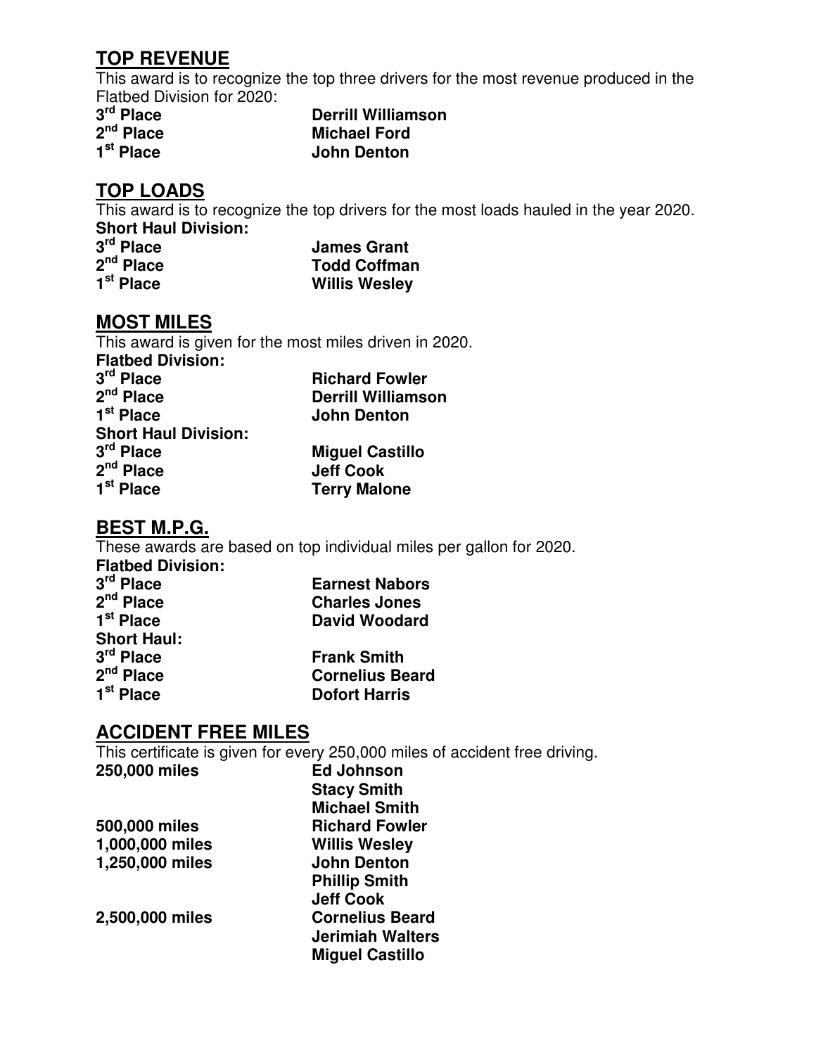## TOP REVENUE

This award is to recognize the top three drivers for the most revenue produced in the Flatbed Division for 2020:

| | |
|---|---|
| **3rd Place** | **Derrill Williamson** |
| **2nd Place** | **Michael Ford** |
| **1st Place** | **John Denton** |

## TOP LOADS

This award is to recognize the top drivers for the most loads hauled in the year 2020.

**Short Haul Division:**

| | |
|---|---|
| **3rd Place** | **James Grant** |
| **2nd Place** | **Todd Coffman** |
| **1st Place** | **Willis Wesley** |

## MOST MILES

This award is given for the most miles driven in 2020.

**Flatbed Division:**

| | |
|---|---|
| **3rd Place** | **Richard Fowler** |
| **2nd Place** | **Derrill Williamson** |
| **1st Place** | **John Denton** |

**Short Haul Division:**

| | |
|---|---|
| **3rd Place** | **Miguel Castillo** |
| **2nd Place** | **Jeff Cook** |
| **1st Place** | **Terry Malone** |

## BEST M.P.G.

These awards are based on top individual miles per gallon for 2020.

**Flatbed Division:**

| | |
|---|---|
| **3rd Place** | **Earnest Nabors** |
| **2nd Place** | **Charles Jones** |
| **1st Place** | **David Woodard** |

**Short Haul:**

| | |
|---|---|
| **3rd Place** | **Frank Smith** |
| **2nd Place** | **Cornelius Beard** |
| **1st Place** | **Dofort Harris** |

## ACCIDENT FREE MILES

This certificate is given for every 250,000 miles of accident free driving.

| | |
|---|---|
| **250,000 miles** | **Ed Johnson** |
| | **Stacy Smith** |
| | **Michael Smith** |
| **500,000 miles** | **Richard Fowler** |
| **1,000,000 miles** | **Willis Wesley** |
| **1,250,000 miles** | **John Denton** |
| | **Phillip Smith** |
| | **Jeff Cook** |
| **2,500,000 miles** | **Cornelius Beard** |
| | **Jerimiah Walters** |
| | **Miguel Castillo** |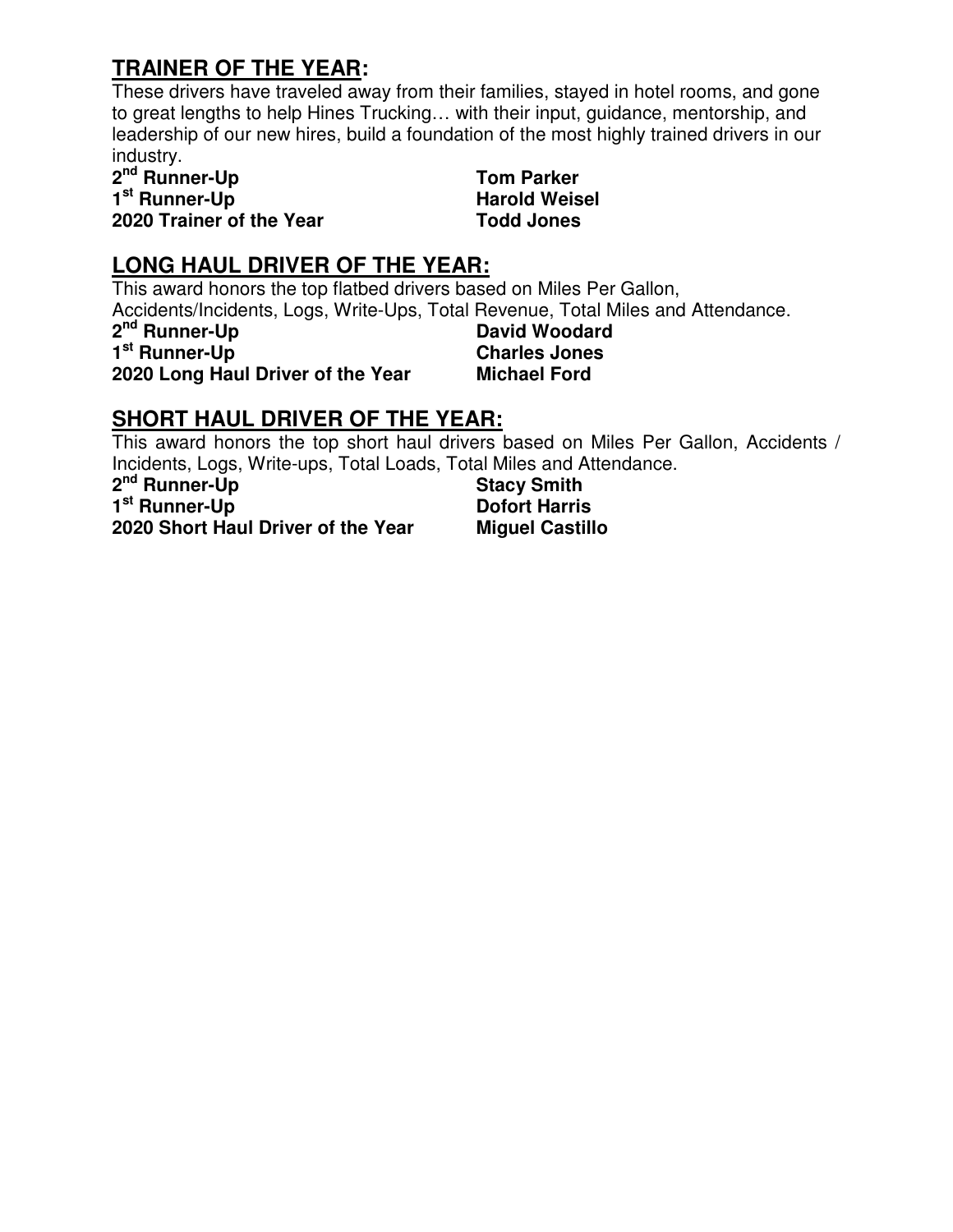## **TRAINER OF THE YEAR:**

These drivers have traveled away from their families, stayed in hotel rooms, and gone to great lengths to help Hines Trucking… with their input, guidance, mentorship, and leadership of our new hires, build a foundation of the most highly trained drivers in our industry.

| | |
|---|---|
| **2nd Runner-Up** | **Tom Parker** |
| **1st Runner-Up** | **Harold Weisel** |
| **2020 Trainer of the Year** | **Todd Jones** |

## **LONG HAUL DRIVER OF THE YEAR:**

This award honors the top flatbed drivers based on Miles Per Gallon, Accidents/Incidents, Logs, Write-Ups, Total Revenue, Total Miles and Attendance.

| | |
|---|---|
| **2nd Runner-Up** | **David Woodard** |
| **1st Runner-Up** | **Charles Jones** |
| **2020 Long Haul Driver of the Year** | **Michael Ford** |

## **SHORT HAUL DRIVER OF THE YEAR:**

This award honors the top short haul drivers based on Miles Per Gallon, Accidents / Incidents, Logs, Write-ups, Total Loads, Total Miles and Attendance.

| | |
|---|---|
| **2nd Runner-Up** | **Stacy Smith** |
| **1st Runner-Up** | **Dofort Harris** |
| **2020 Short Haul Driver of the Year** | **Miguel Castillo** |